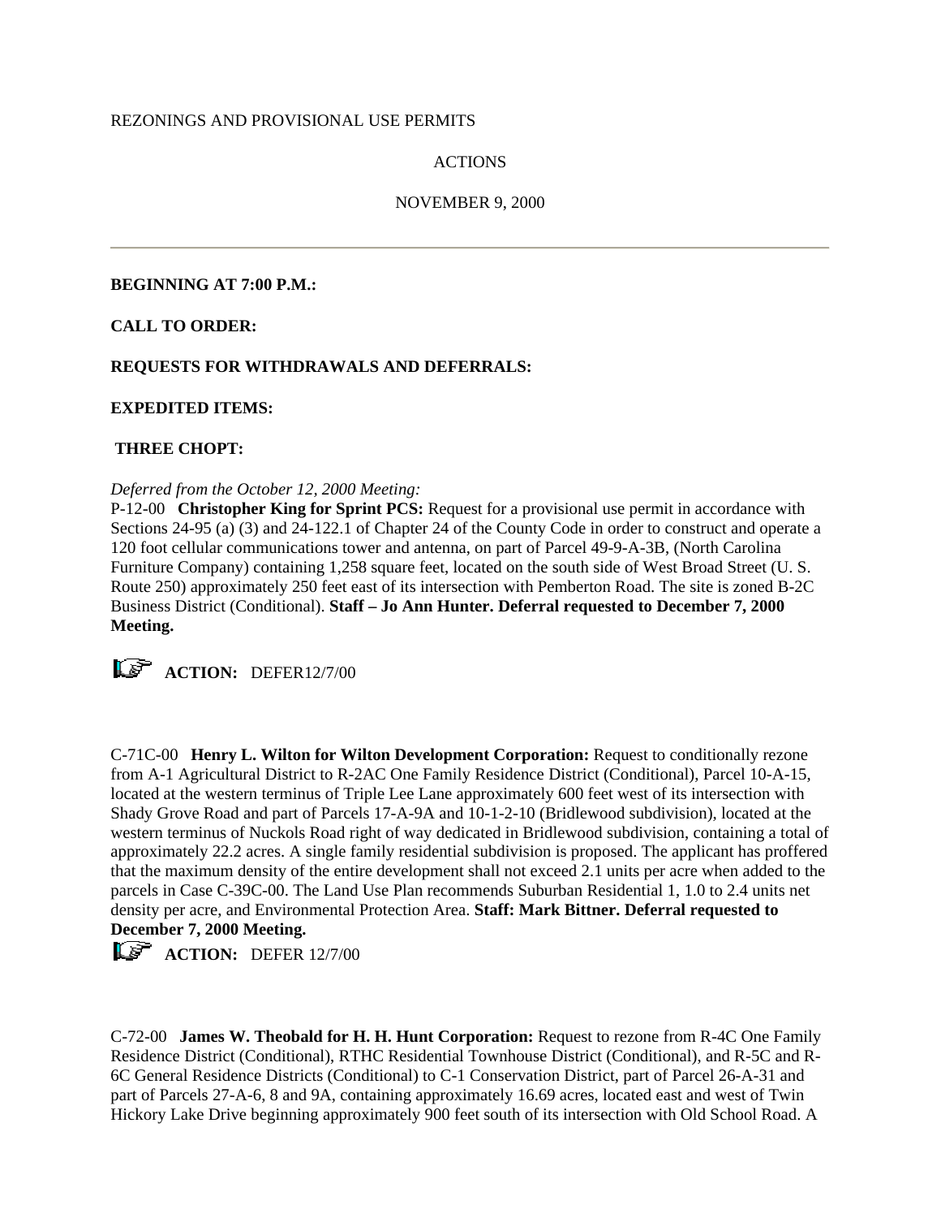REZONINGS AND PROVISIONAL USE PERMITS

ACTIONS

NOVEMBER 9, 2000

---

**BEGINNING AT 7:00 P.M.:**

**CALL TO ORDER:**

**REQUESTS FOR WITHDRAWALS AND DEFERRALS:**

**EXPEDITED ITEMS:**

**THREE CHOPT:**

*Deferred from the October 12, 2000 Meeting:*
P-12-00 **Christopher King for Sprint PCS:** Request for a provisional use permit in accordance with Sections 24-95 (a) (3) and 24-122.1 of Chapter 24 of the County Code in order to construct and operate a 120 foot cellular communications tower and antenna, on part of Parcel 49-9-A-3B, (North Carolina Furniture Company) containing 1,258 square feet, located on the south side of West Broad Street (U. S. Route 250) approximately 250 feet east of its intersection with Pemberton Road. The site is zoned B-2C Business District (Conditional). **Staff – Jo Ann Hunter. Deferral requested to December 7, 2000 Meeting.**

**ACTION:** DEFER12/7/00

C-71C-00 **Henry L. Wilton for Wilton Development Corporation:** Request to conditionally rezone from A-1 Agricultural District to R-2AC One Family Residence District (Conditional), Parcel 10-A-15, located at the western terminus of Triple Lee Lane approximately 600 feet west of its intersection with Shady Grove Road and part of Parcels 17-A-9A and 10-1-2-10 (Bridlewood subdivision), located at the western terminus of Nuckols Road right of way dedicated in Bridlewood subdivision, containing a total of approximately 22.2 acres. A single family residential subdivision is proposed. The applicant has proffered that the maximum density of the entire development shall not exceed 2.1 units per acre when added to the parcels in Case C-39C-00. The Land Use Plan recommends Suburban Residential 1, 1.0 to 2.4 units net density per acre, and Environmental Protection Area. **Staff: Mark Bittner. Deferral requested to December 7, 2000 Meeting.**

**ACTION:** DEFER 12/7/00

C-72-00 **James W. Theobald for H. H. Hunt Corporation:** Request to rezone from R-4C One Family Residence District (Conditional), RTHC Residential Townhouse District (Conditional), and R-5C and R-6C General Residence Districts (Conditional) to C-1 Conservation District, part of Parcel 26-A-31 and part of Parcels 27-A-6, 8 and 9A, containing approximately 16.69 acres, located east and west of Twin Hickory Lake Drive beginning approximately 900 feet south of its intersection with Old School Road. A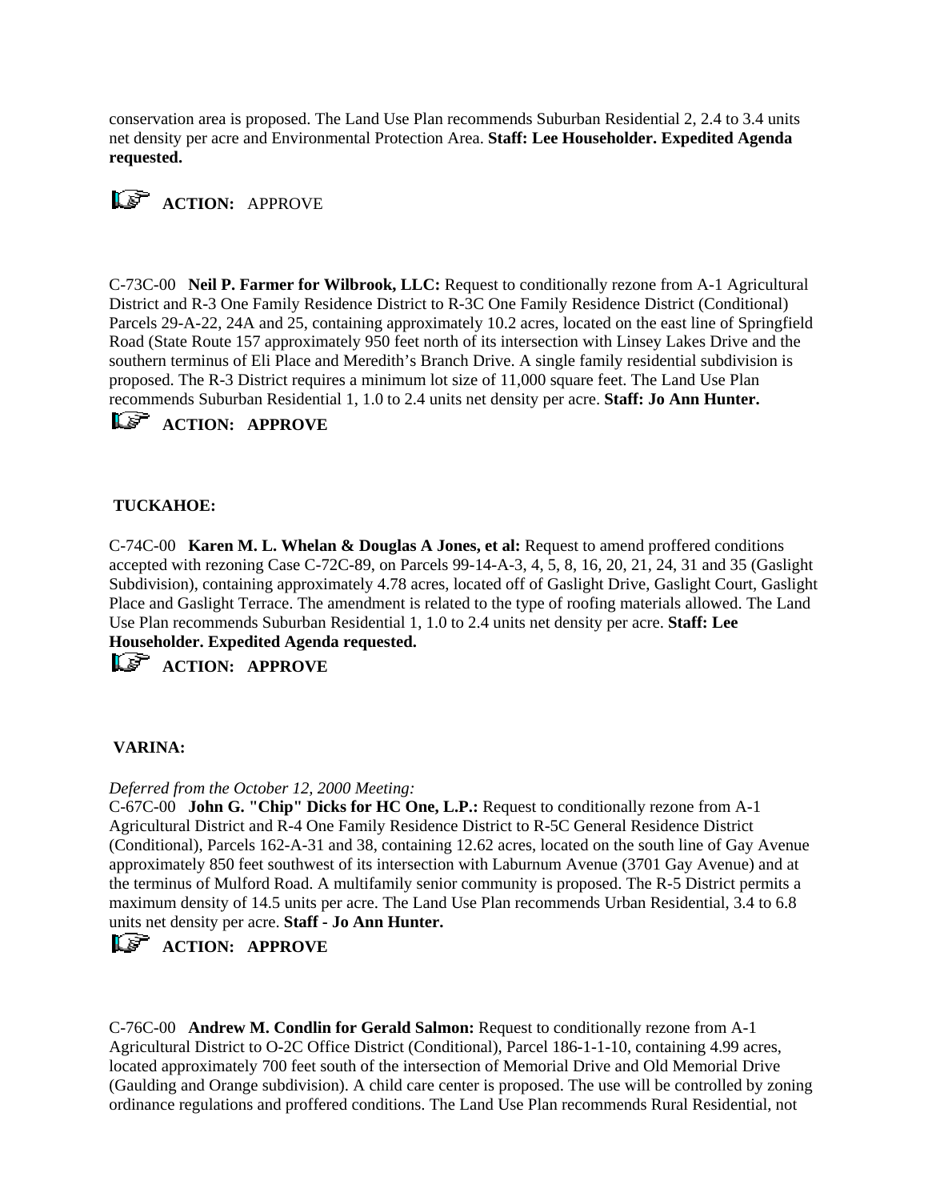conservation area is proposed. The Land Use Plan recommends Suburban Residential 2, 2.4 to 3.4 units net density per acre and Environmental Protection Area. **Staff: Lee Householder. Expedited Agenda requested.**

**ACTION:** APPROVE

C-73C-00 **Neil P. Farmer for Wilbrook, LLC:** Request to conditionally rezone from A-1 Agricultural District and R-3 One Family Residence District to R-3C One Family Residence District (Conditional) Parcels 29-A-22, 24A and 25, containing approximately 10.2 acres, located on the east line of Springfield Road (State Route 157 approximately 950 feet north of its intersection with Linsey Lakes Drive and the southern terminus of Eli Place and Meredith's Branch Drive. A single family residential subdivision is proposed. The R-3 District requires a minimum lot size of 11,000 square feet. The Land Use Plan recommends Suburban Residential 1, 1.0 to 2.4 units net density per acre. **Staff: Jo Ann Hunter.**

**ACTION: APPROVE**

**TUCKAHOE:**

C-74C-00 **Karen M. L. Whelan & Douglas A Jones, et al:** Request to amend proffered conditions accepted with rezoning Case C-72C-89, on Parcels 99-14-A-3, 4, 5, 8, 16, 20, 21, 24, 31 and 35 (Gaslight Subdivision), containing approximately 4.78 acres, located off of Gaslight Drive, Gaslight Court, Gaslight Place and Gaslight Terrace. The amendment is related to the type of roofing materials allowed. The Land Use Plan recommends Suburban Residential 1, 1.0 to 2.4 units net density per acre. **Staff: Lee Householder. Expedited Agenda requested.**

**ACTION: APPROVE**

**VARINA:**

*Deferred from the October 12, 2000 Meeting:*
C-67C-00 **John G. "Chip" Dicks for HC One, L.P.:** Request to conditionally rezone from A-1 Agricultural District and R-4 One Family Residence District to R-5C General Residence District (Conditional), Parcels 162-A-31 and 38, containing 12.62 acres, located on the south line of Gay Avenue approximately 850 feet southwest of its intersection with Laburnum Avenue (3701 Gay Avenue) and at the terminus of Mulford Road. A multifamily senior community is proposed. The R-5 District permits a maximum density of 14.5 units per acre. The Land Use Plan recommends Urban Residential, 3.4 to 6.8 units net density per acre. **Staff - Jo Ann Hunter.**

**ACTION: APPROVE**

C-76C-00 **Andrew M. Condlin for Gerald Salmon:** Request to conditionally rezone from A-1 Agricultural District to O-2C Office District (Conditional), Parcel 186-1-1-10, containing 4.99 acres, located approximately 700 feet south of the intersection of Memorial Drive and Old Memorial Drive (Gaulding and Orange subdivision). A child care center is proposed. The use will be controlled by zoning ordinance regulations and proffered conditions. The Land Use Plan recommends Rural Residential, not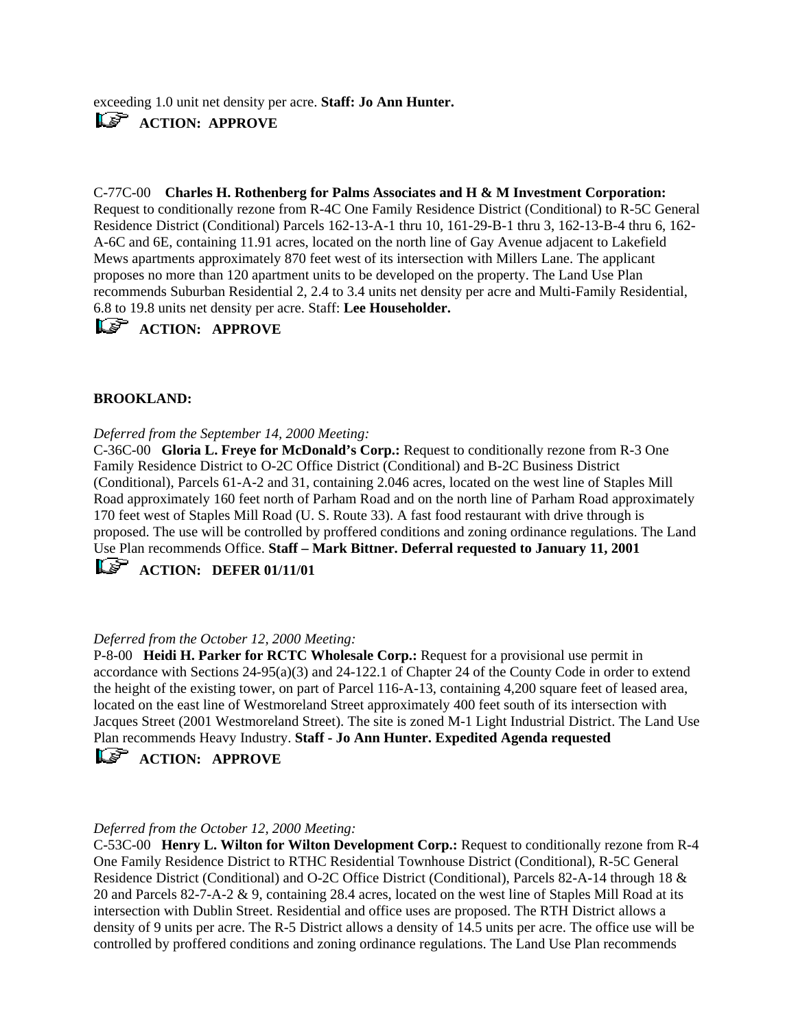exceeding 1.0 unit net density per acre. **Staff: Jo Ann Hunter.**

☞ **ACTION: APPROVE**

C-77C-00 **Charles H. Rothenberg for Palms Associates and H & M Investment Corporation:** Request to conditionally rezone from R-4C One Family Residence District (Conditional) to R-5C General Residence District (Conditional) Parcels 162-13-A-1 thru 10, 161-29-B-1 thru 3, 162-13-B-4 thru 6, 162-A-6C and 6E, containing 11.91 acres, located on the north line of Gay Avenue adjacent to Lakefield Mews apartments approximately 870 feet west of its intersection with Millers Lane. The applicant proposes no more than 120 apartment units to be developed on the property. The Land Use Plan recommends Suburban Residential 2, 2.4 to 3.4 units net density per acre and Multi-Family Residential, 6.8 to 19.8 units net density per acre. Staff: **Lee Householder.**

☞ **ACTION: APPROVE**

**BROOKLAND:**

*Deferred from the September 14, 2000 Meeting:*
C-36C-00 **Gloria L. Freye for McDonald's Corp.:** Request to conditionally rezone from R-3 One Family Residence District to O-2C Office District (Conditional) and B-2C Business District (Conditional), Parcels 61-A-2 and 31, containing 2.046 acres, located on the west line of Staples Mill Road approximately 160 feet north of Parham Road and on the north line of Parham Road approximately 170 feet west of Staples Mill Road (U. S. Route 33). A fast food restaurant with drive through is proposed. The use will be controlled by proffered conditions and zoning ordinance regulations. The Land Use Plan recommends Office. **Staff – Mark Bittner. Deferral requested to January 11, 2001**

☞ **ACTION: DEFER 01/11/01**

*Deferred from the October 12, 2000 Meeting:*
P-8-00 **Heidi H. Parker for RCTC Wholesale Corp.:** Request for a provisional use permit in accordance with Sections 24-95(a)(3) and 24-122.1 of Chapter 24 of the County Code in order to extend the height of the existing tower, on part of Parcel 116-A-13, containing 4,200 square feet of leased area, located on the east line of Westmoreland Street approximately 400 feet south of its intersection with Jacques Street (2001 Westmoreland Street). The site is zoned M-1 Light Industrial District. The Land Use Plan recommends Heavy Industry. **Staff - Jo Ann Hunter. Expedited Agenda requested**

☞ **ACTION: APPROVE**

*Deferred from the October 12, 2000 Meeting:*
C-53C-00 **Henry L. Wilton for Wilton Development Corp.:** Request to conditionally rezone from R-4 One Family Residence District to RTHC Residential Townhouse District (Conditional), R-5C General Residence District (Conditional) and O-2C Office District (Conditional), Parcels 82-A-14 through 18 & 20 and Parcels 82-7-A-2 & 9, containing 28.4 acres, located on the west line of Staples Mill Road at its intersection with Dublin Street. Residential and office uses are proposed. The RTH District allows a density of 9 units per acre. The R-5 District allows a density of 14.5 units per acre. The office use will be controlled by proffered conditions and zoning ordinance regulations. The Land Use Plan recommends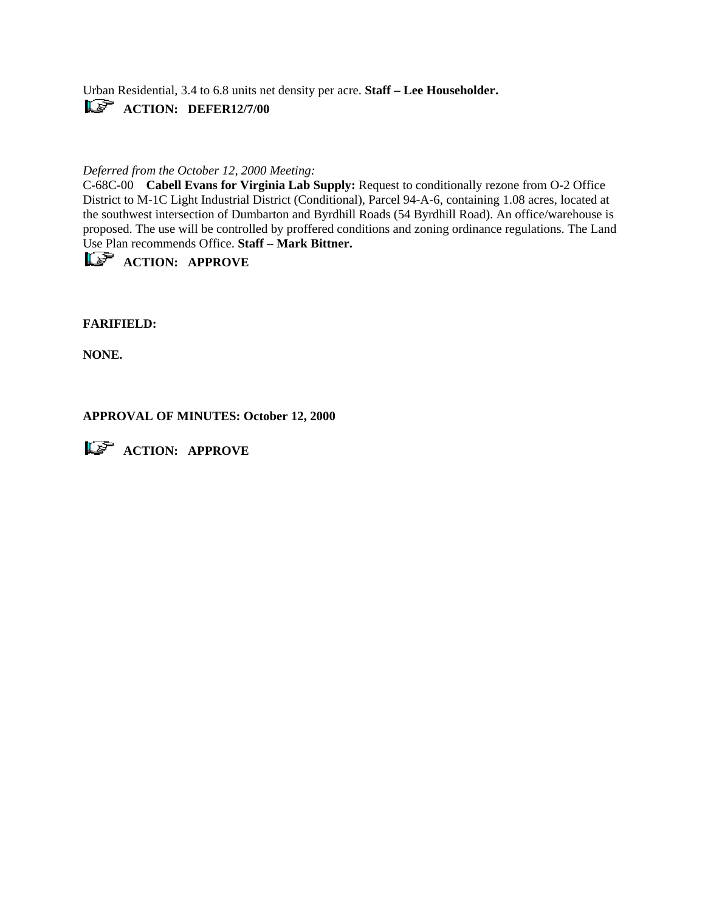Urban Residential, 3.4 to 6.8 units net density per acre. **Staff – Lee Householder.**

☞ **ACTION: DEFER12/7/00**

*Deferred from the October 12, 2000 Meeting:*

C-68C-00 **Cabell Evans for Virginia Lab Supply:** Request to conditionally rezone from O-2 Office District to M-1C Light Industrial District (Conditional), Parcel 94-A-6, containing 1.08 acres, located at the southwest intersection of Dumbarton and Byrdhill Roads (54 Byrdhill Road). An office/warehouse is proposed. The use will be controlled by proffered conditions and zoning ordinance regulations. The Land Use Plan recommends Office. **Staff – Mark Bittner.**

☞ **ACTION: APPROVE**

**FARIFIELD:**

**NONE.**

**APPROVAL OF MINUTES: October 12, 2000**

☞ **ACTION: APPROVE**